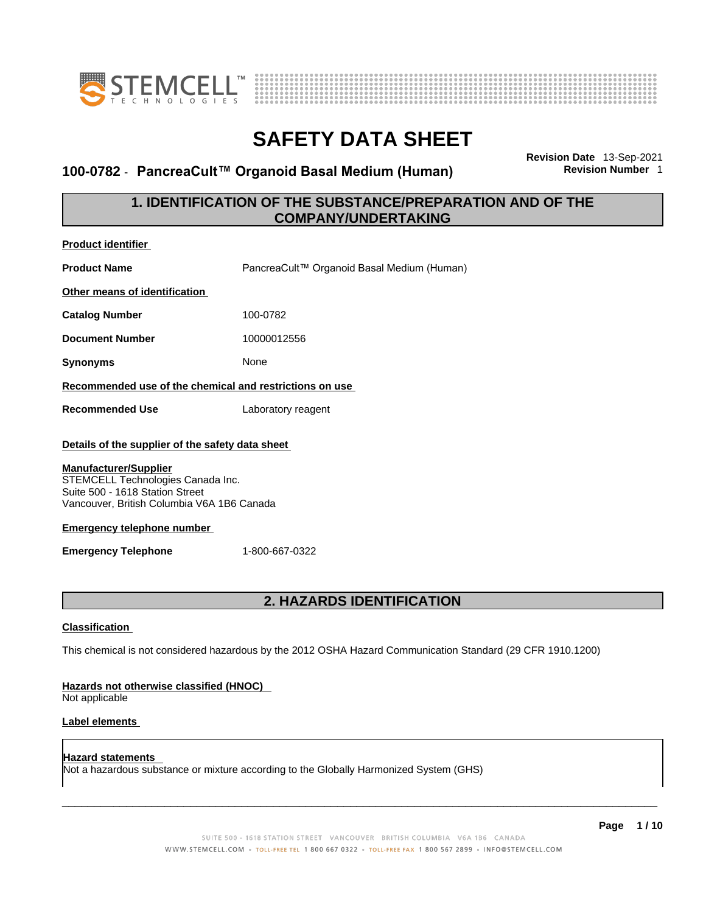# SAFETY DATA SHEET

**100-0782 - PancreaCult™ Organoid Basal Medium (Human)**

**Revision Date** 13-Sep-2021
**Revision Number** 1

## 1. IDENTIFICATION OF THE SUBSTANCE/PREPARATION AND OF THE COMPANY/UNDERTAKING

**Product identifier**

**Product Name** PancreaCult™ Organoid Basal Medium (Human)

**Other means of identification**

**Catalog Number** 100-0782

**Document Number** 10000012556

**Synonyms** None

**Recommended use of the chemical and restrictions on use**

**Recommended Use** Laboratory reagent

**Details of the supplier of the safety data sheet**

**Manufacturer/Supplier**
STEMCELL Technologies Canada Inc.
Suite 500 - 1618 Station Street
Vancouver, British Columbia V6A 1B6 Canada

**Emergency telephone number**

**Emergency Telephone** 1-800-667-0322

## 2. HAZARDS IDENTIFICATION

**Classification**

This chemical is not considered hazardous by the 2012 OSHA Hazard Communication Standard (29 CFR 1910.1200)

**Hazards not otherwise classified (HNOC)**
Not applicable

**Label elements**

**Hazard statements**
Not a hazardous substance or mixture according to the Globally Harmonized System (GHS)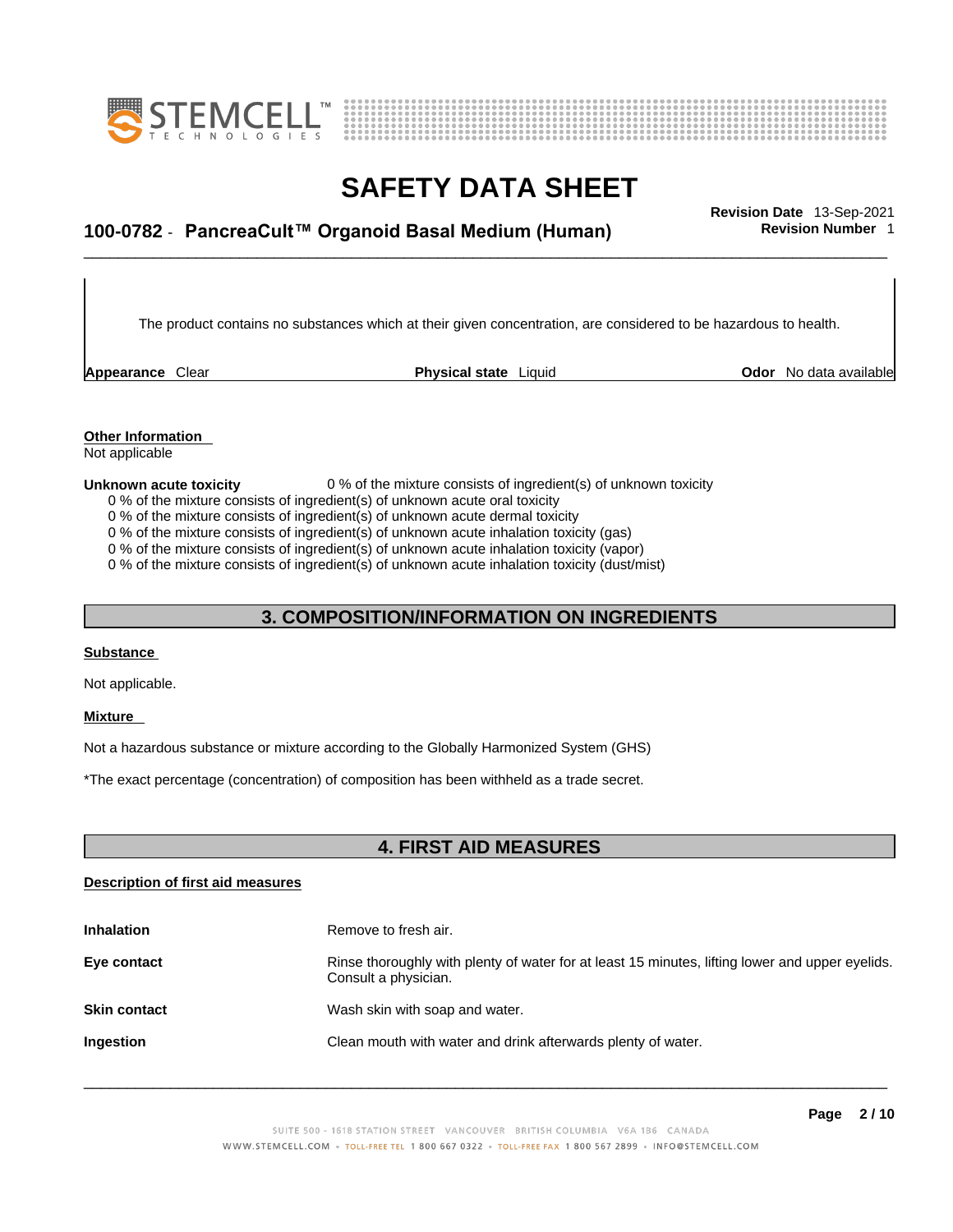The product contains no substances which at their given concentration, are considered to be hazardous to health.

| **Appearance** Clear | **Physical state** Liquid | **Odor** No data available |
|---|---|---|

**Other Information**

Not applicable

**Unknown acute toxicity** 0 % of the mixture consists of ingredient(s) of unknown toxicity

0 % of the mixture consists of ingredient(s) of unknown acute oral toxicity
0 % of the mixture consists of ingredient(s) of unknown acute dermal toxicity
0 % of the mixture consists of ingredient(s) of unknown acute inhalation toxicity (gas)
0 % of the mixture consists of ingredient(s) of unknown acute inhalation toxicity (vapor)
0 % of the mixture consists of ingredient(s) of unknown acute inhalation toxicity (dust/mist)

## 3. COMPOSITION/INFORMATION ON INGREDIENTS

**Substance**

Not applicable.

**Mixture**

Not a hazardous substance or mixture according to the Globally Harmonized System (GHS)

*The exact percentage (concentration) of composition has been withheld as a trade secret.

## 4. FIRST AID MEASURES

**Description of first aid measures**

| | |
|---|---|
| **Inhalation** | Remove to fresh air. |
| **Eye contact** | Rinse thoroughly with plenty of water for at least 15 minutes, lifting lower and upper eyelids. Consult a physician. |
| **Skin contact** | Wash skin with soap and water. |
| **Ingestion** | Clean mouth with water and drink afterwards plenty of water. |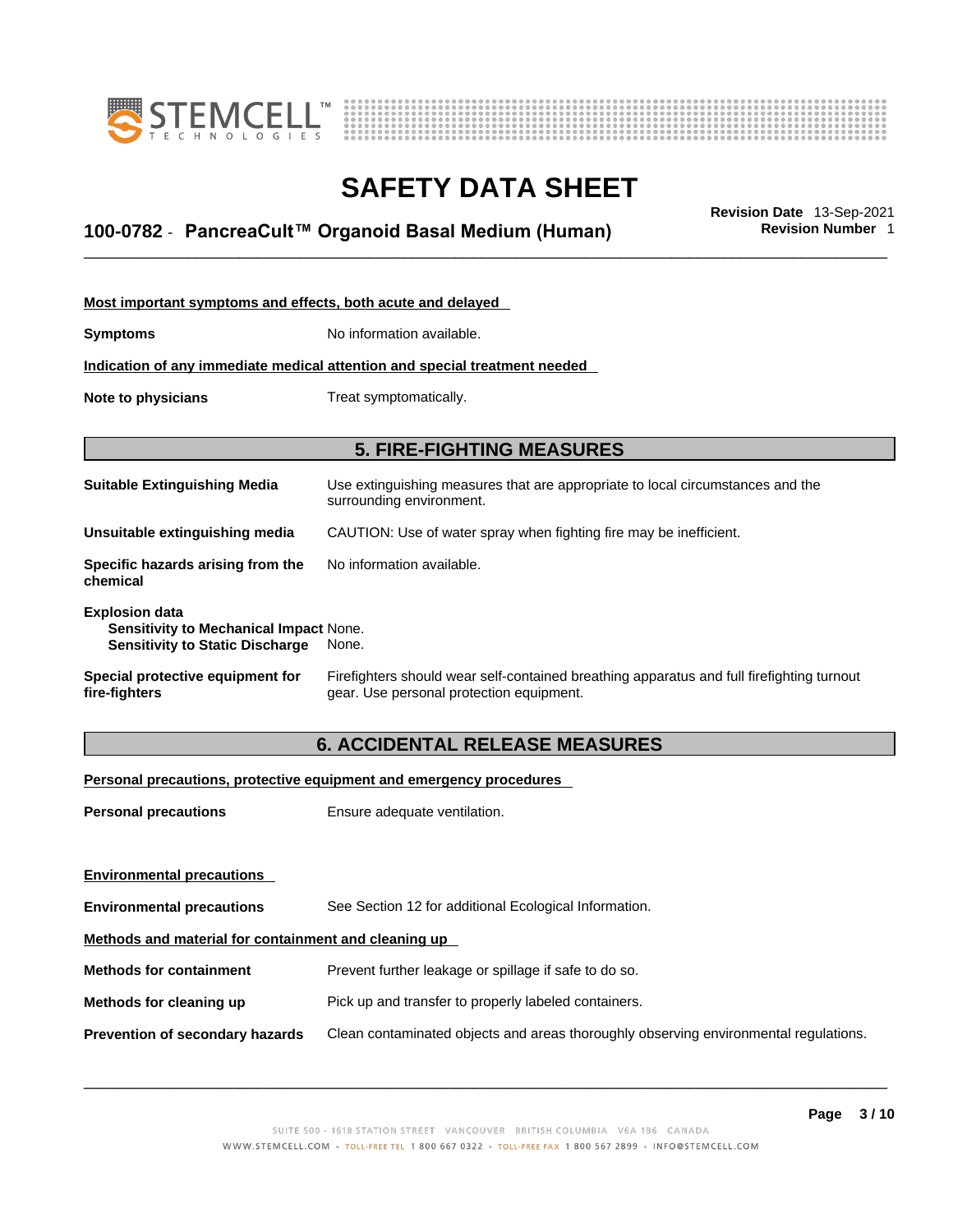**Most important symptoms and effects, both acute and delayed**

| | |
|---|---|
| **Symptoms** | No information available. |

**Indication of any immediate medical attention and special treatment needed**

| | |
|---|---|
| **Note to physicians** | Treat symptomatically. |

## 5. FIRE-FIGHTING MEASURES

| | |
|---|---|
| **Suitable Extinguishing Media** | Use extinguishing measures that are appropriate to local circumstances and the surrounding environment. |
| **Unsuitable extinguishing media** | CAUTION: Use of water spray when fighting fire may be inefficient. |
| **Specific hazards arising from the chemical** | No information available. |

**Explosion data**
**Sensitivity to Mechanical Impact** None.
**Sensitivity to Static Discharge** None.

| | |
|---|---|
| **Special protective equipment for fire-fighters** | Firefighters should wear self-contained breathing apparatus and full firefighting turnout gear. Use personal protection equipment. |

## 6. ACCIDENTAL RELEASE MEASURES

**Personal precautions, protective equipment and emergency procedures**

| | |
|---|---|
| **Personal precautions** | Ensure adequate ventilation. |

**Environmental precautions**

| | |
|---|---|
| **Environmental precautions** | See Section 12 for additional Ecological Information. |

**Methods and material for containment and cleaning up**

| | |
|---|---|
| **Methods for containment** | Prevent further leakage or spillage if safe to do so. |
| **Methods for cleaning up** | Pick up and transfer to properly labeled containers. |
| **Prevention of secondary hazards** | Clean contaminated objects and areas thoroughly observing environmental regulations. |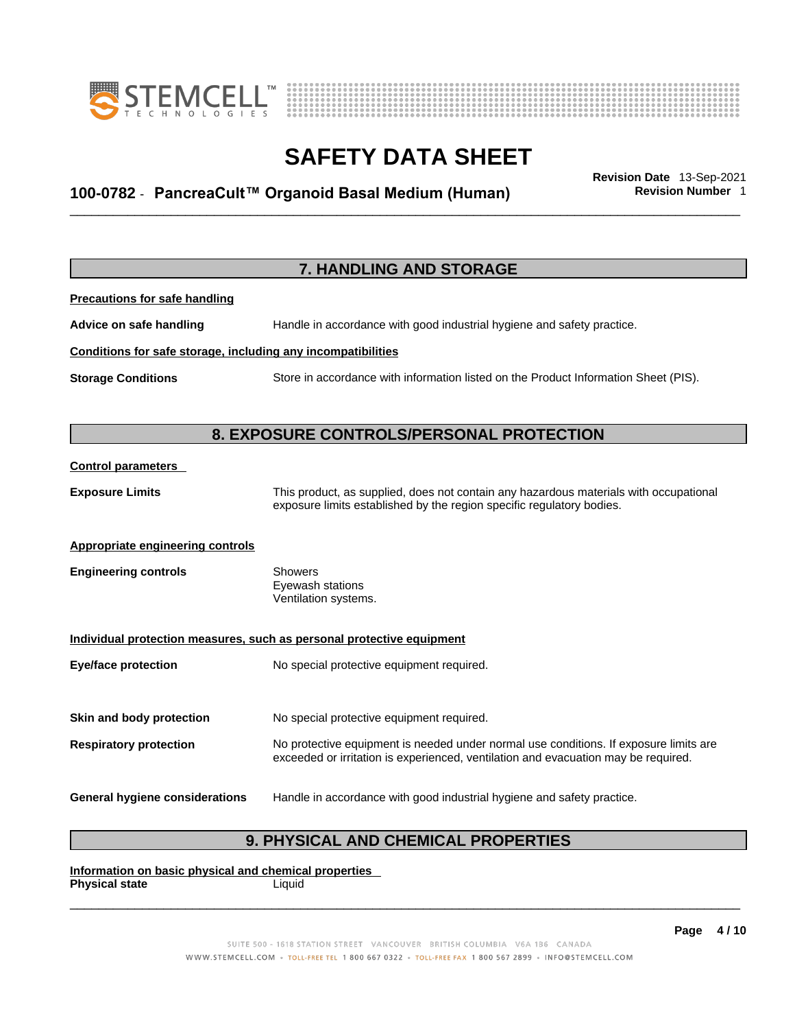## 7. HANDLING AND STORAGE

**Precautions for safe handling**

**Advice on safe handling** Handle in accordance with good industrial hygiene and safety practice.

**Conditions for safe storage, including any incompatibilities**

**Storage Conditions** Store in accordance with information listed on the Product Information Sheet (PIS).

## 8. EXPOSURE CONTROLS/PERSONAL PROTECTION

**Control parameters**

**Exposure Limits** This product, as supplied, does not contain any hazardous materials with occupational exposure limits established by the region specific regulatory bodies.

**Appropriate engineering controls**

**Engineering controls**
- Showers
- Eyewash stations
- Ventilation systems.

**Individual protection measures, such as personal protective equipment**

**Eye/face protection** No special protective equipment required.

**Skin and body protection** No special protective equipment required.

**Respiratory protection** No protective equipment is needed under normal use conditions. If exposure limits are exceeded or irritation is experienced, ventilation and evacuation may be required.

**General hygiene considerations** Handle in accordance with good industrial hygiene and safety practice.

## 9. PHYSICAL AND CHEMICAL PROPERTIES

**Information on basic physical and chemical properties**

**Physical state** Liquid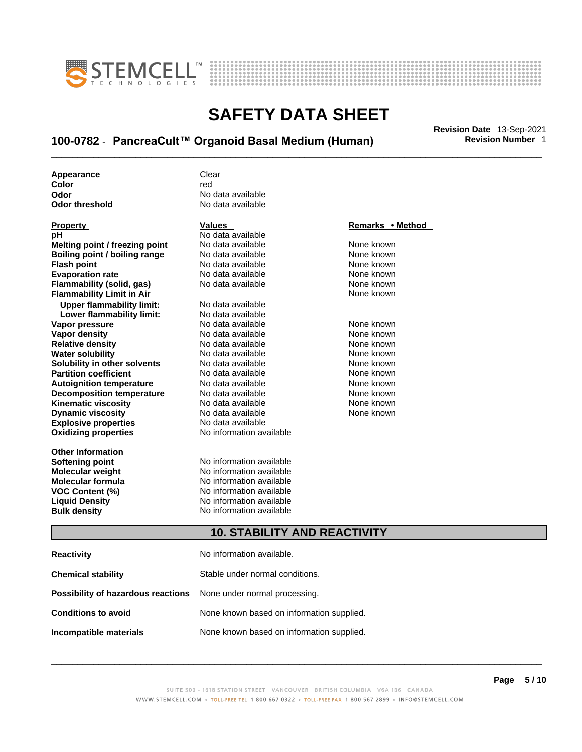| | |
|---|---|
| **Appearance** | Clear |
| **Color** | red |
| **Odor** | No data available |
| **Odor threshold** | No data available |

| Property | Values | Remarks • Method |
|---|---|---|
| **pH** | No data available | |
| **Melting point / freezing point** | No data available | None known |
| **Boiling point / boiling range** | No data available | None known |
| **Flash point** | No data available | None known |
| **Evaporation rate** | No data available | None known |
| **Flammability (solid, gas)** | No data available | None known |
| **Flammability Limit in Air** | | None known |
| **Upper flammability limit:** | No data available | |
| **Lower flammability limit:** | No data available | |
| **Vapor pressure** | No data available | None known |
| **Vapor density** | No data available | None known |
| **Relative density** | No data available | None known |
| **Water solubility** | No data available | None known |
| **Solubility in other solvents** | No data available | None known |
| **Partition coefficient** | No data available | None known |
| **Autoignition temperature** | No data available | None known |
| **Decomposition temperature** | No data available | None known |
| **Kinematic viscosity** | No data available | None known |
| **Dynamic viscosity** | No data available | None known |
| **Explosive properties** | No data available | |
| **Oxidizing properties** | No information available | |

| Other Information | |
|---|---|
| **Softening point** | No information available |
| **Molecular weight** | No information available |
| **Molecular formula** | No information available |
| **VOC Content (%)** | No information available |
| **Liquid Density** | No information available |
| **Bulk density** | No information available |

## 10. STABILITY AND REACTIVITY

| | |
|---|---|
| **Reactivity** | No information available. |
| **Chemical stability** | Stable under normal conditions. |
| **Possibility of hazardous reactions** | None under normal processing. |
| **Conditions to avoid** | None known based on information supplied. |
| **Incompatible materials** | None known based on information supplied. |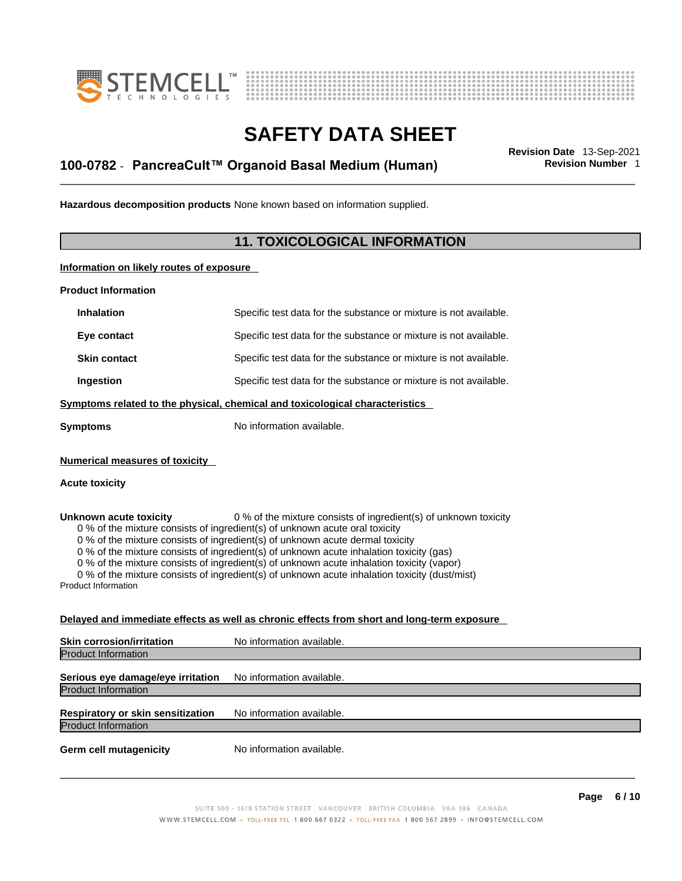**Hazardous decomposition products** None known based on information supplied.

## 11. TOXICOLOGICAL INFORMATION

**Information on likely routes of exposure**

**Product Information**

| | |
|---|---|
| **Inhalation** | Specific test data for the substance or mixture is not available. |
| **Eye contact** | Specific test data for the substance or mixture is not available. |
| **Skin contact** | Specific test data for the substance or mixture is not available. |
| **Ingestion** | Specific test data for the substance or mixture is not available. |

**Symptoms related to the physical, chemical and toxicological characteristics**

**Symptoms** No information available.

**Numerical measures of toxicity**

**Acute toxicity**

**Unknown acute toxicity** 0 % of the mixture consists of ingredient(s) of unknown toxicity

0 % of the mixture consists of ingredient(s) of unknown acute oral toxicity
0 % of the mixture consists of ingredient(s) of unknown acute dermal toxicity
0 % of the mixture consists of ingredient(s) of unknown acute inhalation toxicity (gas)
0 % of the mixture consists of ingredient(s) of unknown acute inhalation toxicity (vapor)
0 % of the mixture consists of ingredient(s) of unknown acute inhalation toxicity (dust/mist)

Product Information

**Delayed and immediate effects as well as chronic effects from short and long-term exposure**

**Skin corrosion/irritation** No information available.

Product Information

**Serious eye damage/eye irritation** No information available.

Product Information

**Respiratory or skin sensitization** No information available.

Product Information

**Germ cell mutagenicity** No information available.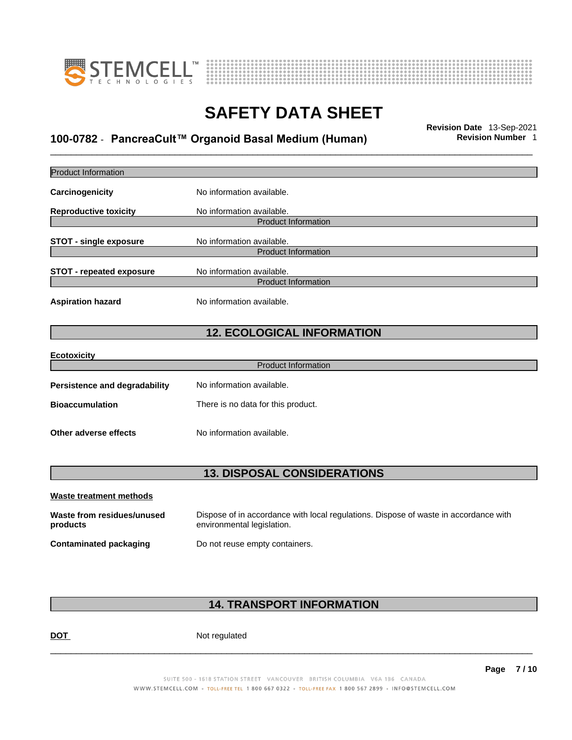Product Information

**Carcinogenicity** No information available.

**Reproductive toxicity** No information available.

Product Information

**STOT - single exposure** No information available.

Product Information

**STOT - repeated exposure** No information available.

Product Information

**Aspiration hazard** No information available.

## 12. ECOLOGICAL INFORMATION

**Ecotoxicity**

Product Information

**Persistence and degradability** No information available.

**Bioaccumulation** There is no data for this product.

**Other adverse effects** No information available.

## 13. DISPOSAL CONSIDERATIONS

**Waste treatment methods**

**Waste from residues/unused products** Dispose of in accordance with local regulations. Dispose of waste in accordance with environmental legislation.

**Contaminated packaging** Do not reuse empty containers.

## 14. TRANSPORT INFORMATION

**DOT** Not regulated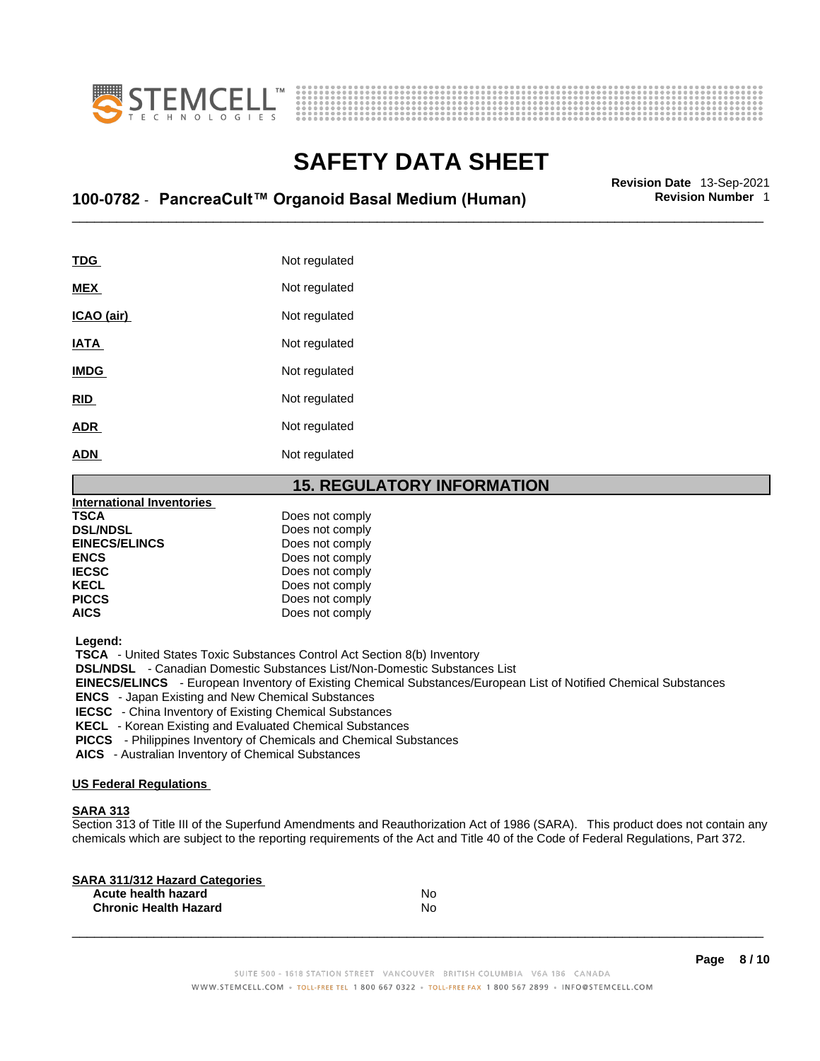| | |
|---|---|
| **TDG** | Not regulated |
| **MEX** | Not regulated |
| **ICAO (air)** | Not regulated |
| **IATA** | Not regulated |
| **IMDG** | Not regulated |
| **RID** | Not regulated |
| **ADR** | Not regulated |
| **ADN** | Not regulated |

## 15. REGULATORY INFORMATION

**International Inventories**

| | |
|---|---|
| **TSCA** | Does not comply |
| **DSL/NDSL** | Does not comply |
| **EINECS/ELINCS** | Does not comply |
| **ENCS** | Does not comply |
| **IECSC** | Does not comply |
| **KECL** | Does not comply |
| **PICCS** | Does not comply |
| **AICS** | Does not comply |

**Legend:**

**TSCA** - United States Toxic Substances Control Act Section 8(b) Inventory
**DSL/NDSL** - Canadian Domestic Substances List/Non-Domestic Substances List
**EINECS/ELINCS** - European Inventory of Existing Chemical Substances/European List of Notified Chemical Substances
**ENCS** - Japan Existing and New Chemical Substances
**IECSC** - China Inventory of Existing Chemical Substances
**KECL** - Korean Existing and Evaluated Chemical Substances
**PICCS** - Philippines Inventory of Chemicals and Chemical Substances
**AICS** - Australian Inventory of Chemical Substances

**US Federal Regulations**

**SARA 313**

Section 313 of Title III of the Superfund Amendments and Reauthorization Act of 1986 (SARA). This product does not contain any chemicals which are subject to the reporting requirements of the Act and Title 40 of the Code of Federal Regulations, Part 372.

**SARA 311/312 Hazard Categories**

| | |
|---|---|
| **Acute health hazard** | No |
| **Chronic Health Hazard** | No |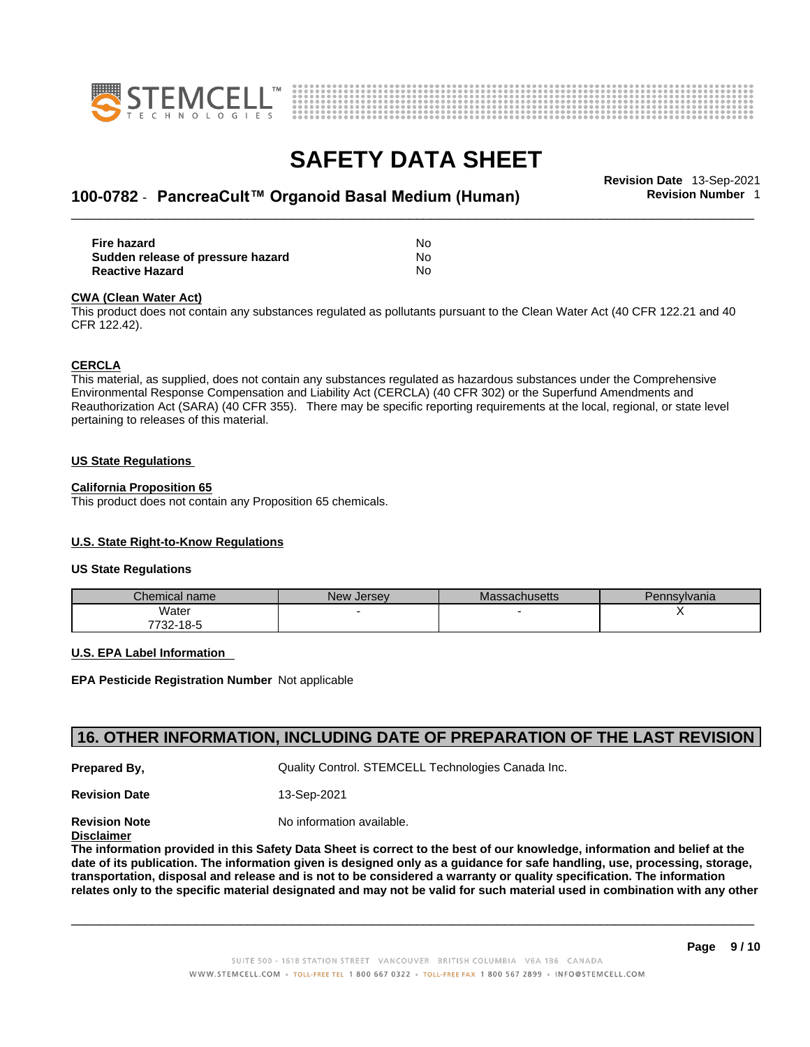| | |
|---|---|
| **Fire hazard** | No |
| **Sudden release of pressure hazard** | No |
| **Reactive Hazard** | No |

**CWA (Clean Water Act)**

This product does not contain any substances regulated as pollutants pursuant to the Clean Water Act (40 CFR 122.21 and 40 CFR 122.42).

**CERCLA**

This material, as supplied, does not contain any substances regulated as hazardous substances under the Comprehensive Environmental Response Compensation and Liability Act (CERCLA) (40 CFR 302) or the Superfund Amendments and Reauthorization Act (SARA) (40 CFR 355). There may be specific reporting requirements at the local, regional, or state level pertaining to releases of this material.

**US State Regulations**

**California Proposition 65**

This product does not contain any Proposition 65 chemicals.

**U.S. State Right-to-Know Regulations**

**US State Regulations**

| Chemical name | New Jersey | Massachusetts | Pennsylvania |
|---|---|---|---|
| Water<br>7732-18-5 | - | - | X |

**U.S. EPA Label Information**

**EPA Pesticide Registration Number** Not applicable

## 16. OTHER INFORMATION, INCLUDING DATE OF PREPARATION OF THE LAST REVISION

**Prepared By,** Quality Control. STEMCELL Technologies Canada Inc.

**Revision Date** 13-Sep-2021

**Revision Note** No information available.

**Disclaimer**

**The information provided in this Safety Data Sheet is correct to the best of our knowledge, information and belief at the date of its publication. The information given is designed only as a guidance for safe handling, use, processing, storage, transportation, disposal and release and is not to be considered a warranty or quality specification. The information relates only to the specific material designated and may not be valid for such material used in combination with any other**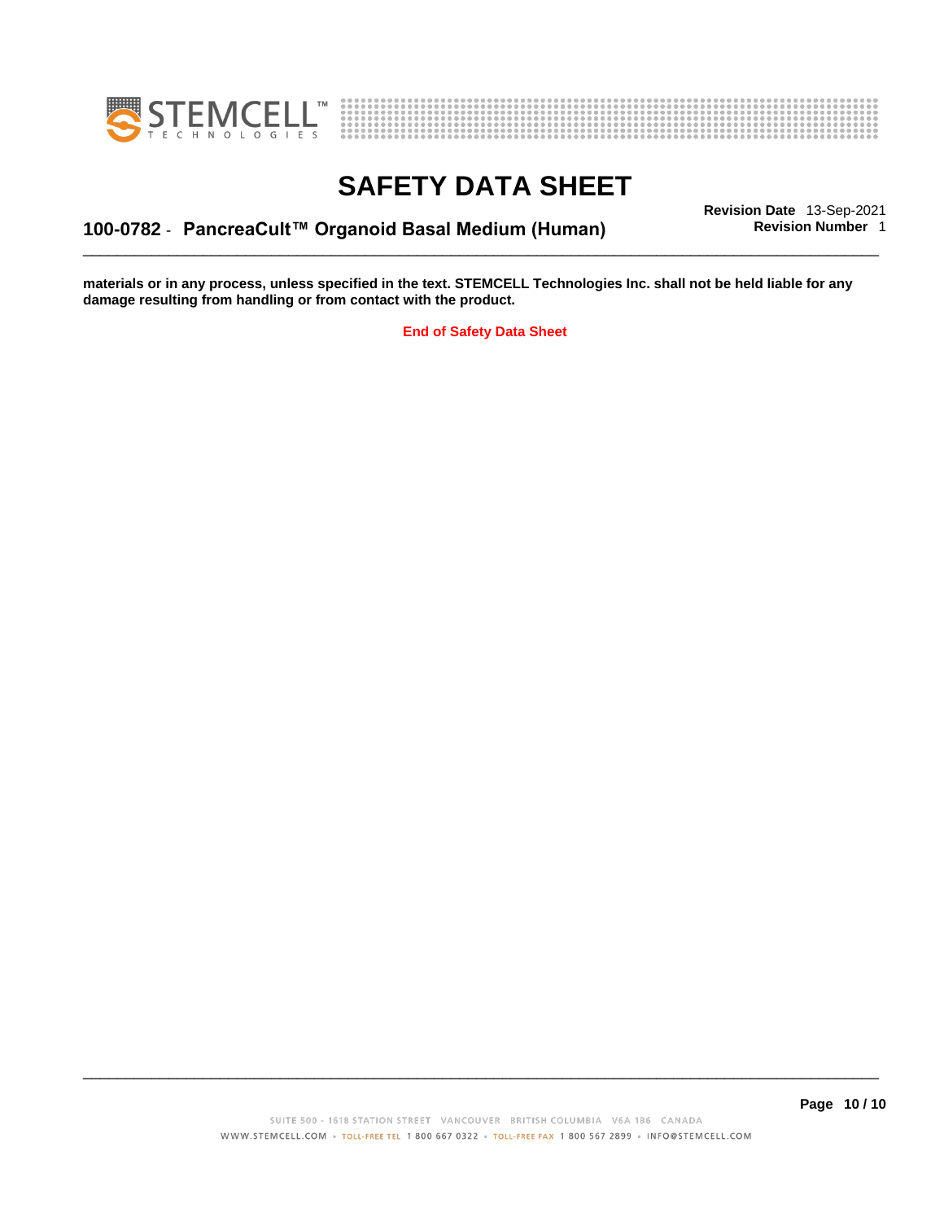**materials or in any process, unless specified in the text. STEMCELL Technologies Inc. shall not be held liable for any damage resulting from handling or from contact with the product.**

**End of Safety Data Sheet**